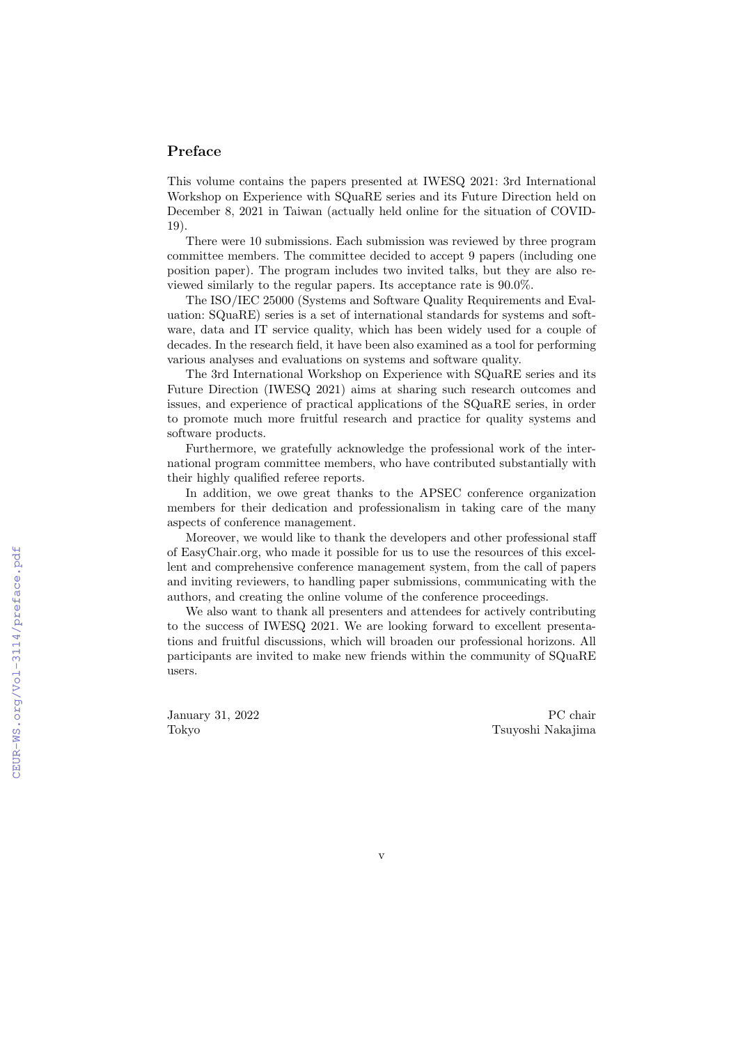## Preface

This volume contains the papers presented at IWESQ 2021: 3rd International Workshop on Experience with SQuaRE series and its Future Direction held on December 8, 2021 in Taiwan (actually held online for the situation of COVID-19).

There were 10 submissions. Each submission was reviewed by three program committee members. The committee decided to accept 9 papers (including one position paper). The program includes two invited talks, but they are also reviewed similarly to the regular papers. Its acceptance rate is 90.0%.

The ISO/IEC 25000 (Systems and Software Quality Requirements and Evaluation: SQuaRE) series is a set of international standards for systems and software, data and IT service quality, which has been widely used for a couple of decades. In the research field, it have been also examined as a tool for performing various analyses and evaluations on systems and software quality.

The 3rd International Workshop on Experience with SQuaRE series and its Future Direction (IWESQ 2021) aims at sharing such research outcomes and issues, and experience of practical applications of the SQuaRE series, in order to promote much more fruitful research and practice for quality systems and software products.

Furthermore, we gratefully acknowledge the professional work of the international program committee members, who have contributed substantially with their highly qualified referee reports.

In addition, we owe great thanks to the APSEC conference organization members for their dedication and professionalism in taking care of the many aspects of conference management.

Moreover, we would like to thank the developers and other professional staff of EasyChair.org, who made it possible for us to use the resources of this excellent and comprehensive conference management system, from the call of papers and inviting reviewers, to handling paper submissions, communicating with the authors, and creating the online volume of the conference proceedings.

We also want to thank all presenters and attendees for actively contributing to the success of IWESQ 2021. We are looking forward to excellent presentations and fruitful discussions, which will broaden our professional horizons. All participants are invited to make new friends within the community of SQuaRE users.

January 31, 2022
Tokyo

PC chair
Tsuyoshi Nakajima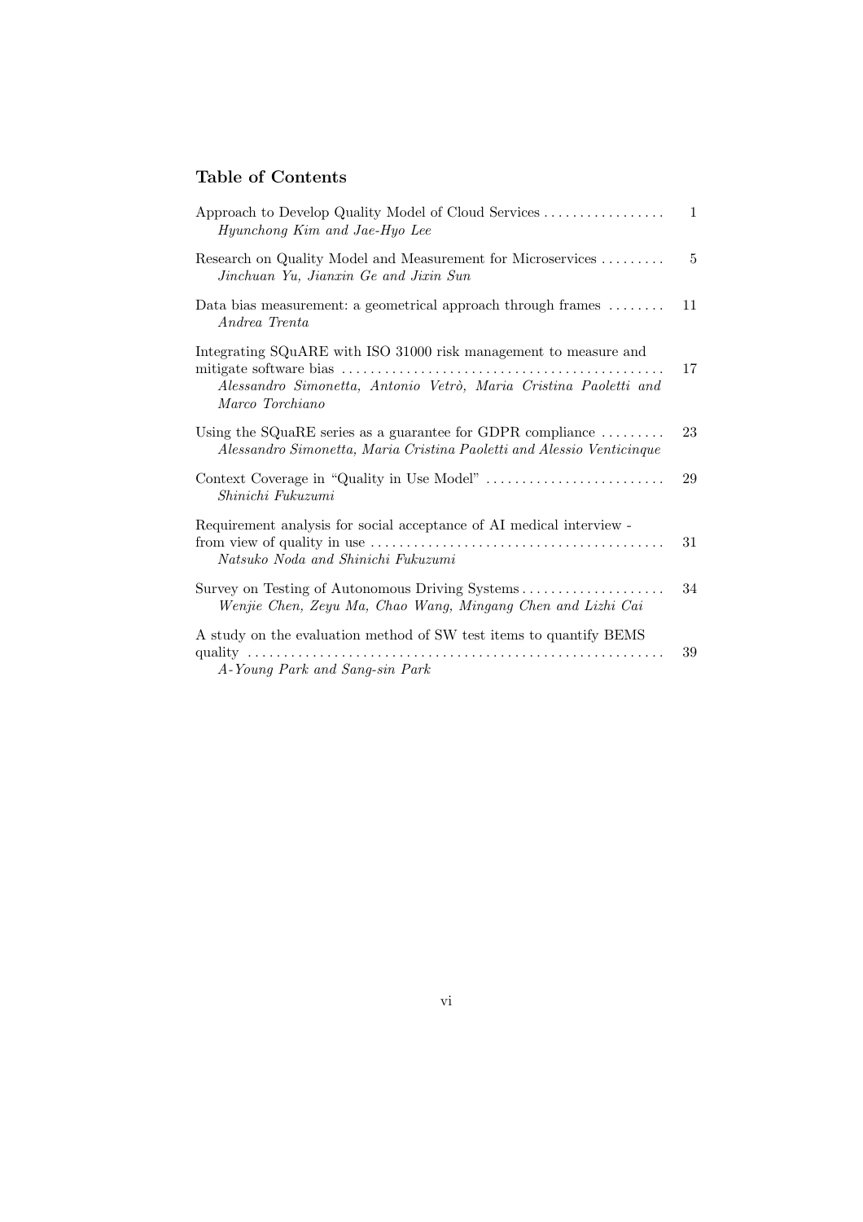## Table of Contents

| | |
|---|---|
| Approach to Develop Quality Model of Cloud Services<br>*Hyunchong Kim and Jae-Hyo Lee* | 1 |
| Research on Quality Model and Measurement for Microservices<br>*Jinchuan Yu, Jianxin Ge and Jixin Sun* | 5 |
| Data bias measurement: a geometrical approach through frames<br>*Andrea Trenta* | 11 |
| Integrating SQuARE with ISO 31000 risk management to measure and mitigate software bias<br>*Alessandro Simonetta, Antonio Vetrò, Maria Cristina Paoletti and Marco Torchiano* | 17 |
| Using the SQuaRE series as a guarantee for GDPR compliance<br>*Alessandro Simonetta, Maria Cristina Paoletti and Alessio Venticinque* | 23 |
| Context Coverage in "Quality in Use Model"<br>*Shinichi Fukuzumi* | 29 |
| Requirement analysis for social acceptance of AI medical interview - from view of quality in use<br>*Natsuko Noda and Shinichi Fukuzumi* | 31 |
| Survey on Testing of Autonomous Driving Systems<br>*Wenjie Chen, Zeyu Ma, Chao Wang, Mingang Chen and Lizhi Cai* | 34 |
| A study on the evaluation method of SW test items to quantify BEMS quality<br>*A-Young Park and Sang-sin Park* | 39 |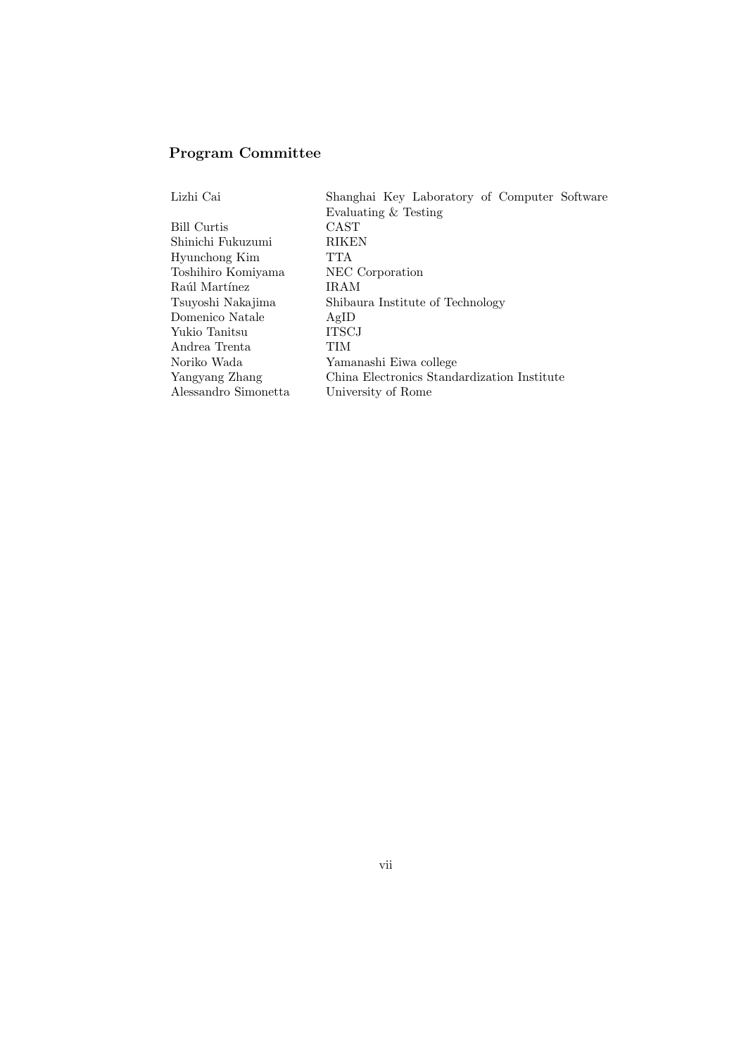## Program Committee

| | |
|---|---|
| Lizhi Cai | Shanghai Key Laboratory of Computer Software Evaluating & Testing |
| Bill Curtis | CAST |
| Shinichi Fukuzumi | RIKEN |
| Hyunchong Kim | TTA |
| Toshihiro Komiyama | NEC Corporation |
| Raúl Martínez | IRAM |
| Tsuyoshi Nakajima | Shibaura Institute of Technology |
| Domenico Natale | AgID |
| Yukio Tanitsu | ITSCJ |
| Andrea Trenta | TIM |
| Noriko Wada | Yamanashi Eiwa college |
| Yangyang Zhang | China Electronics Standardization Institute |
| Alessandro Simonetta | University of Rome |